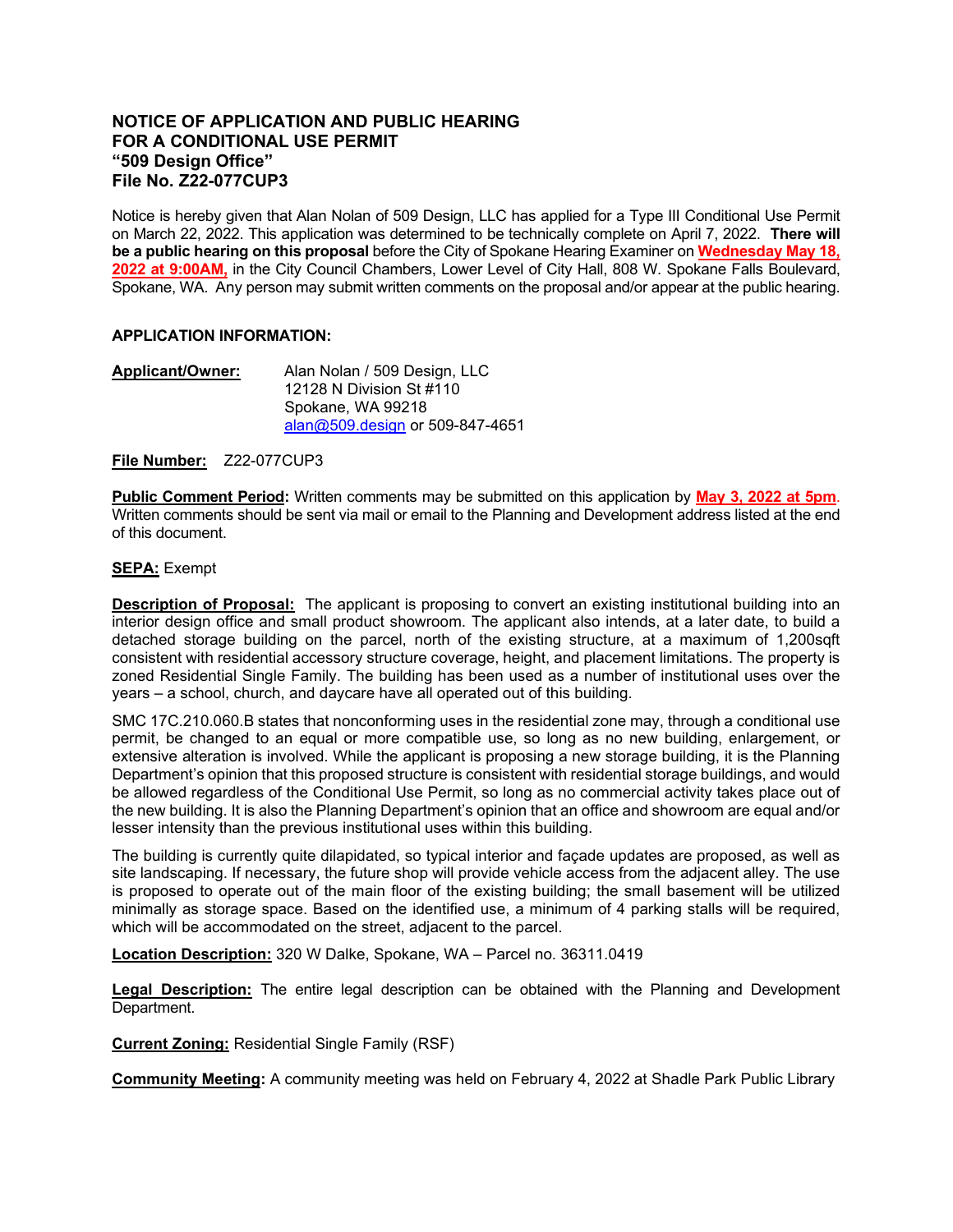# NOTICE OF APPLICATION AND PUBLIC HEARING FOR A CONDITIONAL USE PERMIT "509 Design Office" File No. Z22-077CUP3

Notice is hereby given that Alan Nolan of 509 Design, LLC has applied for a Type III Conditional Use Permit on March 22, 2022. This application was determined to be technically complete on April 7, 2022. **There will be a public hearing on this proposal** before the City of Spokane Hearing Examiner on **Wednesday May 18, 2022 at 9:00AM,** in the City Council Chambers, Lower Level of City Hall, 808 W. Spokane Falls Boulevard, Spokane, WA. Any person may submit written comments on the proposal and/or appear at the public hearing.

**APPLICATION INFORMATION:**

**Applicant/Owner:** Alan Nolan / 509 Design, LLC
12128 N Division St #110
Spokane, WA 99218
alan@509.design or 509-847-4651

**File Number:** Z22-077CUP3

**Public Comment Period:** Written comments may be submitted on this application by **May 3, 2022 at 5pm**. Written comments should be sent via mail or email to the Planning and Development address listed at the end of this document.

**SEPA:** Exempt

**Description of Proposal:** The applicant is proposing to convert an existing institutional building into an interior design office and small product showroom. The applicant also intends, at a later date, to build a detached storage building on the parcel, north of the existing structure, at a maximum of 1,200sqft consistent with residential accessory structure coverage, height, and placement limitations. The property is zoned Residential Single Family. The building has been used as a number of institutional uses over the years – a school, church, and daycare have all operated out of this building.

SMC 17C.210.060.B states that nonconforming uses in the residential zone may, through a conditional use permit, be changed to an equal or more compatible use, so long as no new building, enlargement, or extensive alteration is involved. While the applicant is proposing a new storage building, it is the Planning Department's opinion that this proposed structure is consistent with residential storage buildings, and would be allowed regardless of the Conditional Use Permit, so long as no commercial activity takes place out of the new building. It is also the Planning Department's opinion that an office and showroom are equal and/or lesser intensity than the previous institutional uses within this building.

The building is currently quite dilapidated, so typical interior and façade updates are proposed, as well as site landscaping. If necessary, the future shop will provide vehicle access from the adjacent alley. The use is proposed to operate out of the main floor of the existing building; the small basement will be utilized minimally as storage space. Based on the identified use, a minimum of 4 parking stalls will be required, which will be accommodated on the street, adjacent to the parcel.

**Location Description:** 320 W Dalke, Spokane, WA – Parcel no. 36311.0419

**Legal Description:** The entire legal description can be obtained with the Planning and Development Department.

**Current Zoning:** Residential Single Family (RSF)

**Community Meeting:** A community meeting was held on February 4, 2022 at Shadle Park Public Library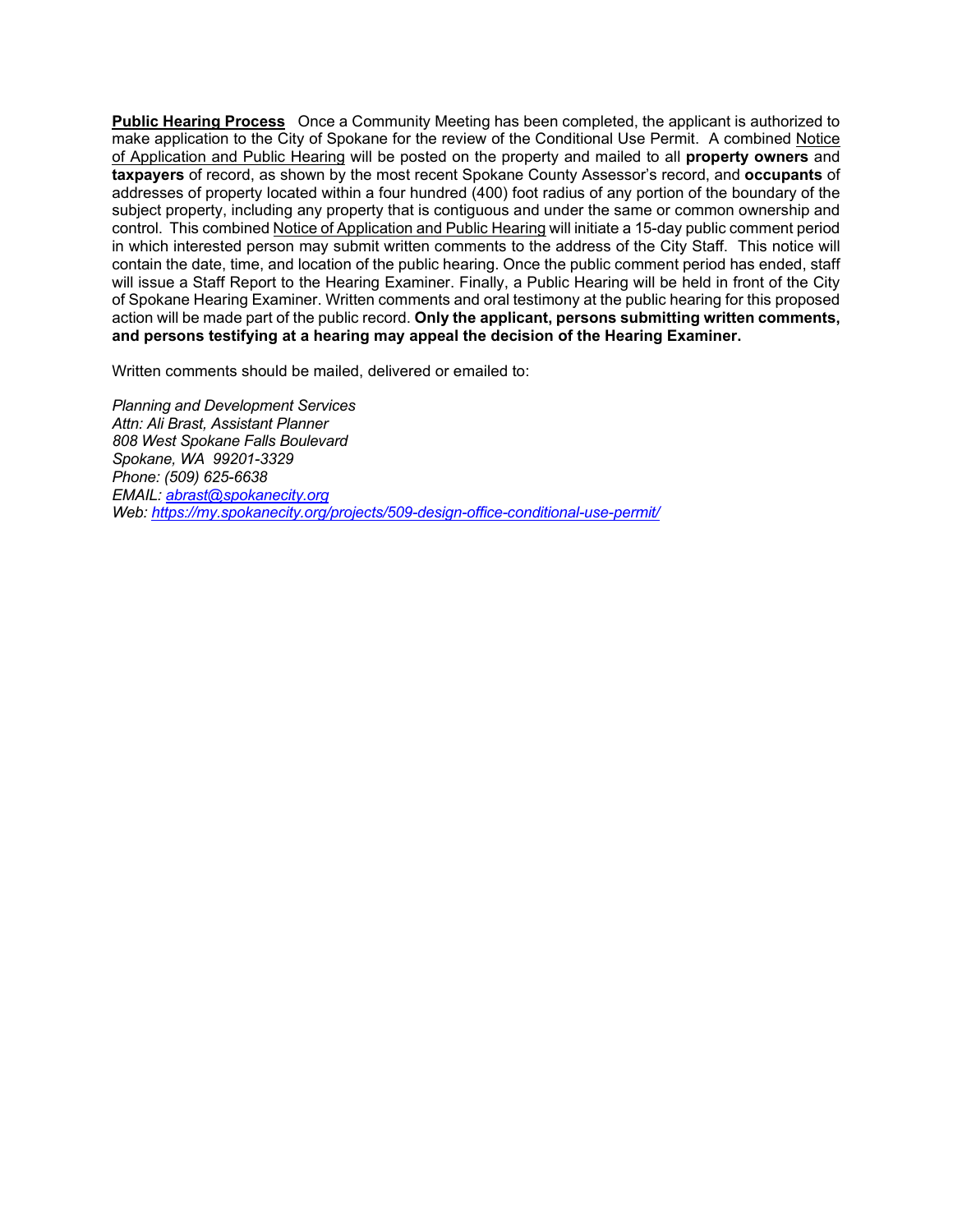**Public Hearing Process** Once a Community Meeting has been completed, the applicant is authorized to make application to the City of Spokane for the review of the Conditional Use Permit. A combined Notice of Application and Public Hearing will be posted on the property and mailed to all **property owners** and **taxpayers** of record, as shown by the most recent Spokane County Assessor's record, and **occupants** of addresses of property located within a four hundred (400) foot radius of any portion of the boundary of the subject property, including any property that is contiguous and under the same or common ownership and control. This combined Notice of Application and Public Hearing will initiate a 15-day public comment period in which interested person may submit written comments to the address of the City Staff. This notice will contain the date, time, and location of the public hearing. Once the public comment period has ended, staff will issue a Staff Report to the Hearing Examiner. Finally, a Public Hearing will be held in front of the City of Spokane Hearing Examiner. Written comments and oral testimony at the public hearing for this proposed action will be made part of the public record. **Only the applicant, persons submitting written comments, and persons testifying at a hearing may appeal the decision of the Hearing Examiner.**

Written comments should be mailed, delivered or emailed to:

*Planning and Development Services*
*Attn: Ali Brast, Assistant Planner*
*808 West Spokane Falls Boulevard*
*Spokane, WA 99201-3329*
*Phone: (509) 625-6638*
*EMAIL: abrast@spokanecity.org*
*Web: https://my.spokanecity.org/projects/509-design-office-conditional-use-permit/*